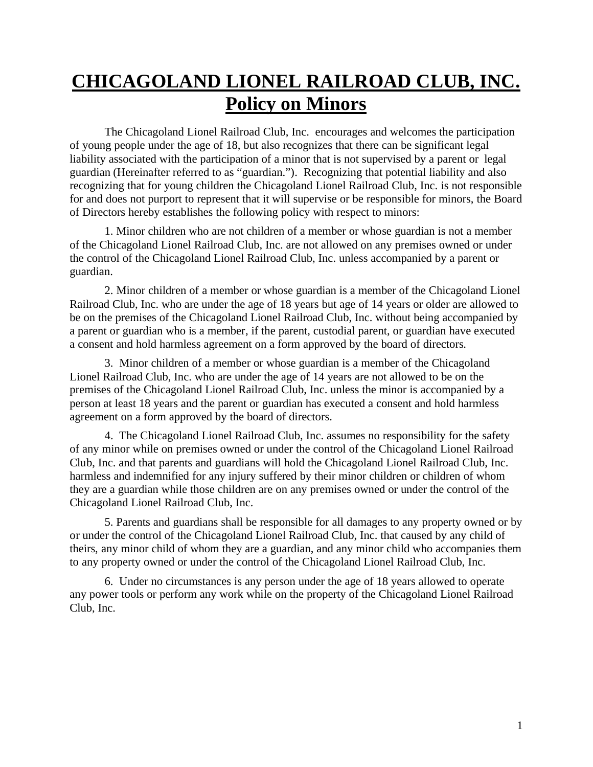# CHICAGOLAND LIONEL RAILROAD CLUB, INC.
# Policy on Minors

The Chicagoland Lionel Railroad Club, Inc. encourages and welcomes the participation of young people under the age of 18, but also recognizes that there can be significant legal liability associated with the participation of a minor that is not supervised by a parent or legal guardian (Hereinafter referred to as "guardian."). Recognizing that potential liability and also recognizing that for young children the Chicagoland Lionel Railroad Club, Inc. is not responsible for and does not purport to represent that it will supervise or be responsible for minors, the Board of Directors hereby establishes the following policy with respect to minors:

1. Minor children who are not children of a member or whose guardian is not a member of the Chicagoland Lionel Railroad Club, Inc. are not allowed on any premises owned or under the control of the Chicagoland Lionel Railroad Club, Inc. unless accompanied by a parent or guardian.

2. Minor children of a member or whose guardian is a member of the Chicagoland Lionel Railroad Club, Inc. who are under the age of 18 years but age of 14 years or older are allowed to be on the premises of the Chicagoland Lionel Railroad Club, Inc. without being accompanied by a parent or guardian who is a member, if the parent, custodial parent, or guardian have executed a consent and hold harmless agreement on a form approved by the board of directors.

3. Minor children of a member or whose guardian is a member of the Chicagoland Lionel Railroad Club, Inc. who are under the age of 14 years are not allowed to be on the premises of the Chicagoland Lionel Railroad Club, Inc. unless the minor is accompanied by a person at least 18 years and the parent or guardian has executed a consent and hold harmless agreement on a form approved by the board of directors.

4. The Chicagoland Lionel Railroad Club, Inc. assumes no responsibility for the safety of any minor while on premises owned or under the control of the Chicagoland Lionel Railroad Club, Inc. and that parents and guardians will hold the Chicagoland Lionel Railroad Club, Inc. harmless and indemnified for any injury suffered by their minor children or children of whom they are a guardian while those children are on any premises owned or under the control of the Chicagoland Lionel Railroad Club, Inc.

5. Parents and guardians shall be responsible for all damages to any property owned or by or under the control of the Chicagoland Lionel Railroad Club, Inc. that caused by any child of theirs, any minor child of whom they are a guardian, and any minor child who accompanies them to any property owned or under the control of the Chicagoland Lionel Railroad Club, Inc.

6. Under no circumstances is any person under the age of 18 years allowed to operate any power tools or perform any work while on the property of the Chicagoland Lionel Railroad Club, Inc.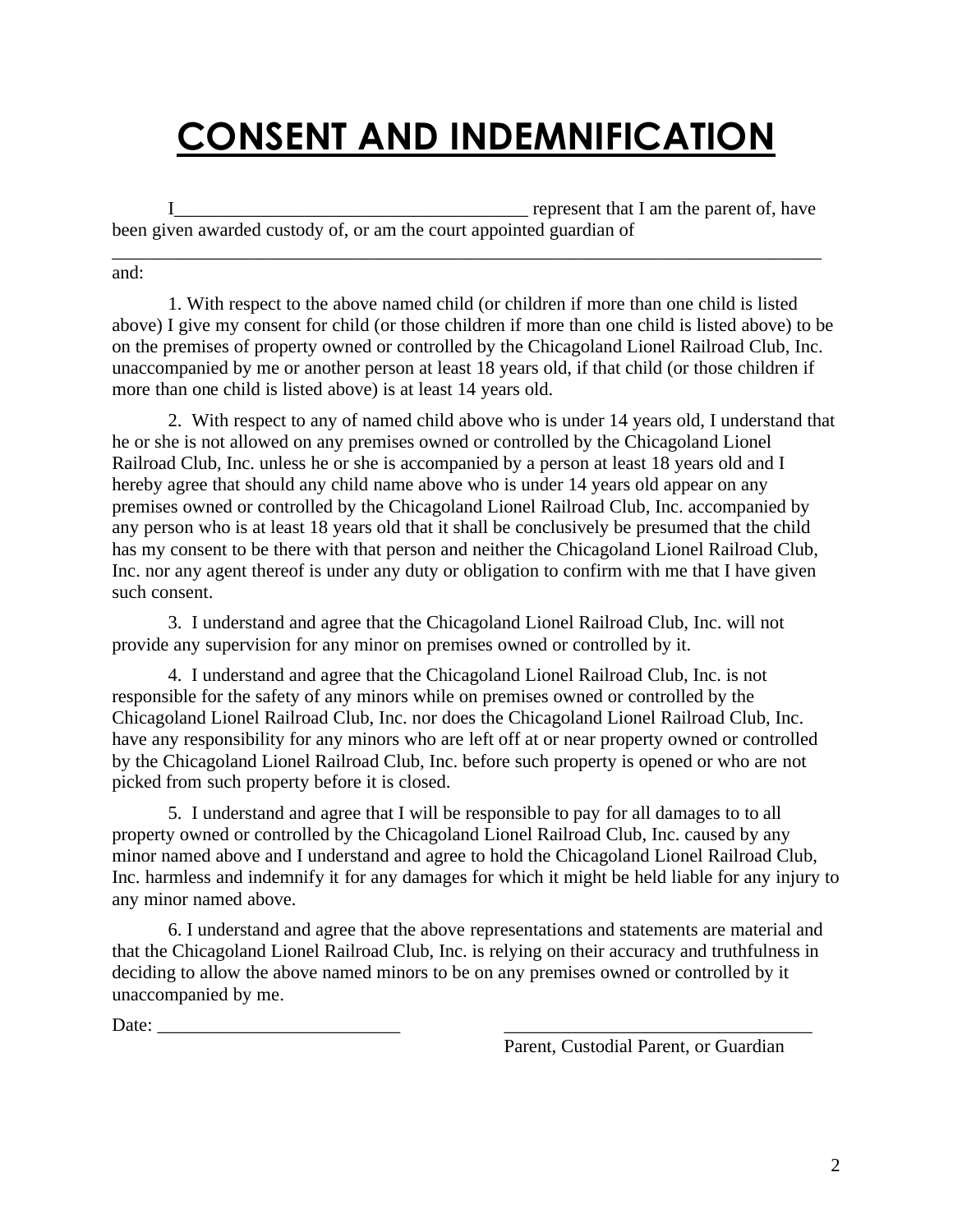# CONSENT AND INDEMNIFICATION

I______________________________________ represent that I am the parent of, have been given awarded custody of, or am the court appointed guardian of
_______________________________________________________________________________
and:

1. With respect to the above named child (or children if more than one child is listed above) I give my consent for child (or those children if more than one child is listed above) to be on the premises of property owned or controlled by the Chicagoland Lionel Railroad Club, Inc. unaccompanied by me or another person at least 18 years old, if that child (or those children if more than one child is listed above) is at least 14 years old.

2. With respect to any of named child above who is under 14 years old, I understand that he or she is not allowed on any premises owned or controlled by the Chicagoland Lionel Railroad Club, Inc. unless he or she is accompanied by a person at least 18 years old and I hereby agree that should any child name above who is under 14 years old appear on any premises owned or controlled by the Chicagoland Lionel Railroad Club, Inc. accompanied by any person who is at least 18 years old that it shall be conclusively be presumed that the child has my consent to be there with that person and neither the Chicagoland Lionel Railroad Club, Inc. nor any agent thereof is under any duty or obligation to confirm with me that I have given such consent.

3. I understand and agree that the Chicagoland Lionel Railroad Club, Inc. will not provide any supervision for any minor on premises owned or controlled by it.

4. I understand and agree that the Chicagoland Lionel Railroad Club, Inc. is not responsible for the safety of any minors while on premises owned or controlled by the Chicagoland Lionel Railroad Club, Inc. nor does the Chicagoland Lionel Railroad Club, Inc. have any responsibility for any minors who are left off at or near property owned or controlled by the Chicagoland Lionel Railroad Club, Inc. before such property is opened or who are not picked from such property before it is closed.

5. I understand and agree that I will be responsible to pay for all damages to to all property owned or controlled by the Chicagoland Lionel Railroad Club, Inc. caused by any minor named above and I understand and agree to hold the Chicagoland Lionel Railroad Club, Inc. harmless and indemnify it for any damages for which it might be held liable for any injury to any minor named above.

6. I understand and agree that the above representations and statements are material and that the Chicagoland Lionel Railroad Club, Inc. is relying on their accuracy and truthfulness in deciding to allow the above named minors to be on any premises owned or controlled by it unaccompanied by me.

Date: __________________________

_________________________________
Parent, Custodial Parent, or Guardian